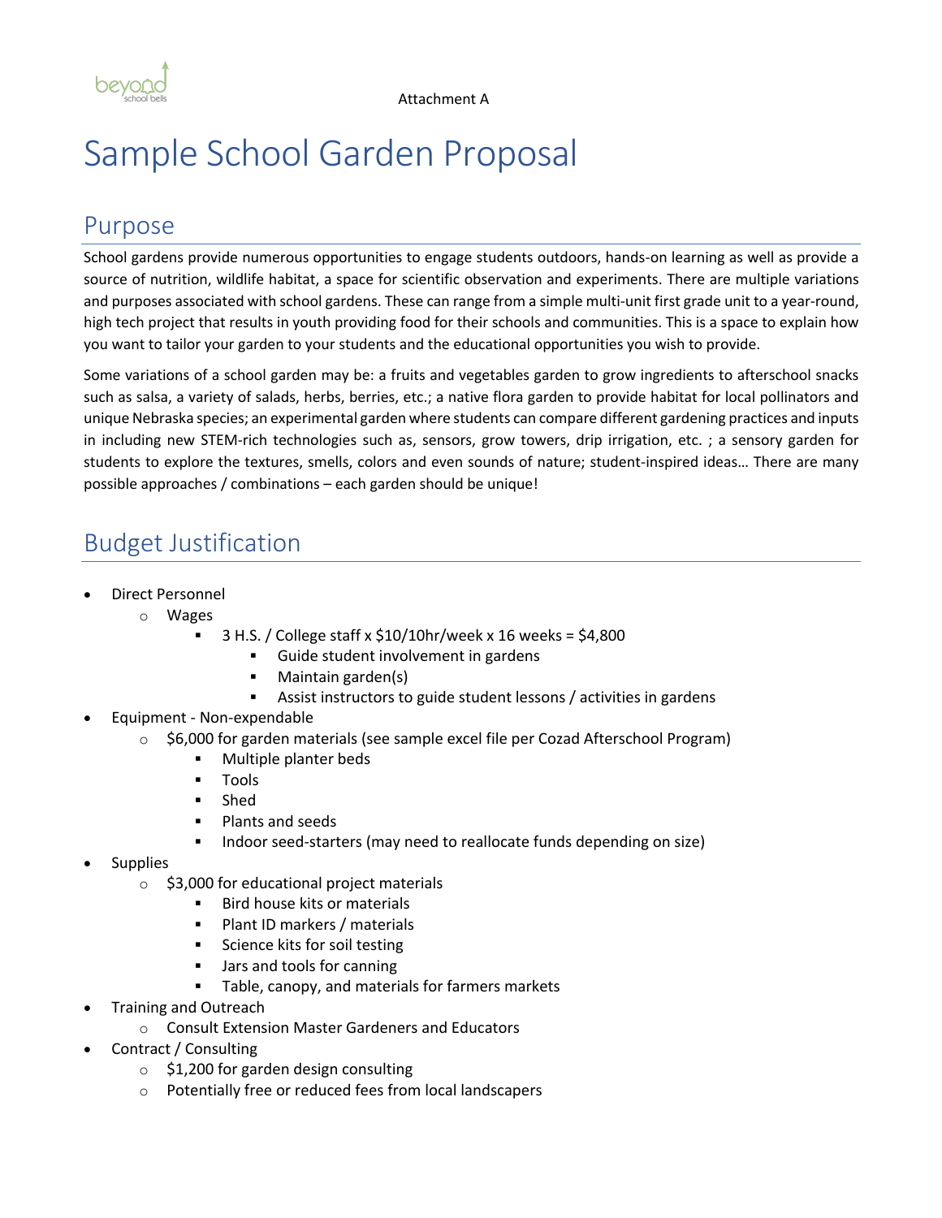Attachment A

# Sample School Garden Proposal

## Purpose

School gardens provide numerous opportunities to engage students outdoors, hands-on learning as well as provide a source of nutrition, wildlife habitat, a space for scientific observation and experiments. There are multiple variations and purposes associated with school gardens. These can range from a simple multi-unit first grade unit to a year-round, high tech project that results in youth providing food for their schools and communities. This is a space to explain how you want to tailor your garden to your students and the educational opportunities you wish to provide.

Some variations of a school garden may be: a fruits and vegetables garden to grow ingredients to afterschool snacks such as salsa, a variety of salads, herbs, berries, etc.; a native flora garden to provide habitat for local pollinators and unique Nebraska species; an experimental garden where students can compare different gardening practices and inputs in including new STEM-rich technologies such as, sensors, grow towers, drip irrigation, etc. ; a sensory garden for students to explore the textures, smells, colors and even sounds of nature; student-inspired ideas… There are many possible approaches / combinations – each garden should be unique!

## Budget Justification

- Direct Personnel
  - Wages
    - 3 H.S. / College staff x $10/10hr/week x 16 weeks = $4,800
      - Guide student involvement in gardens
      - Maintain garden(s)
      - Assist instructors to guide student lessons / activities in gardens
- Equipment - Non-expendable
  - $6,000 for garden materials (see sample excel file per Cozad Afterschool Program)
    - Multiple planter beds
    - Tools
    - Shed
    - Plants and seeds
    - Indoor seed-starters (may need to reallocate funds depending on size)
- Supplies
  - $3,000 for educational project materials
    - Bird house kits or materials
    - Plant ID markers / materials
    - Science kits for soil testing
    - Jars and tools for canning
    - Table, canopy, and materials for farmers markets
- Training and Outreach
  - Consult Extension Master Gardeners and Educators
- Contract / Consulting
  - $1,200 for garden design consulting
  - Potentially free or reduced fees from local landscapers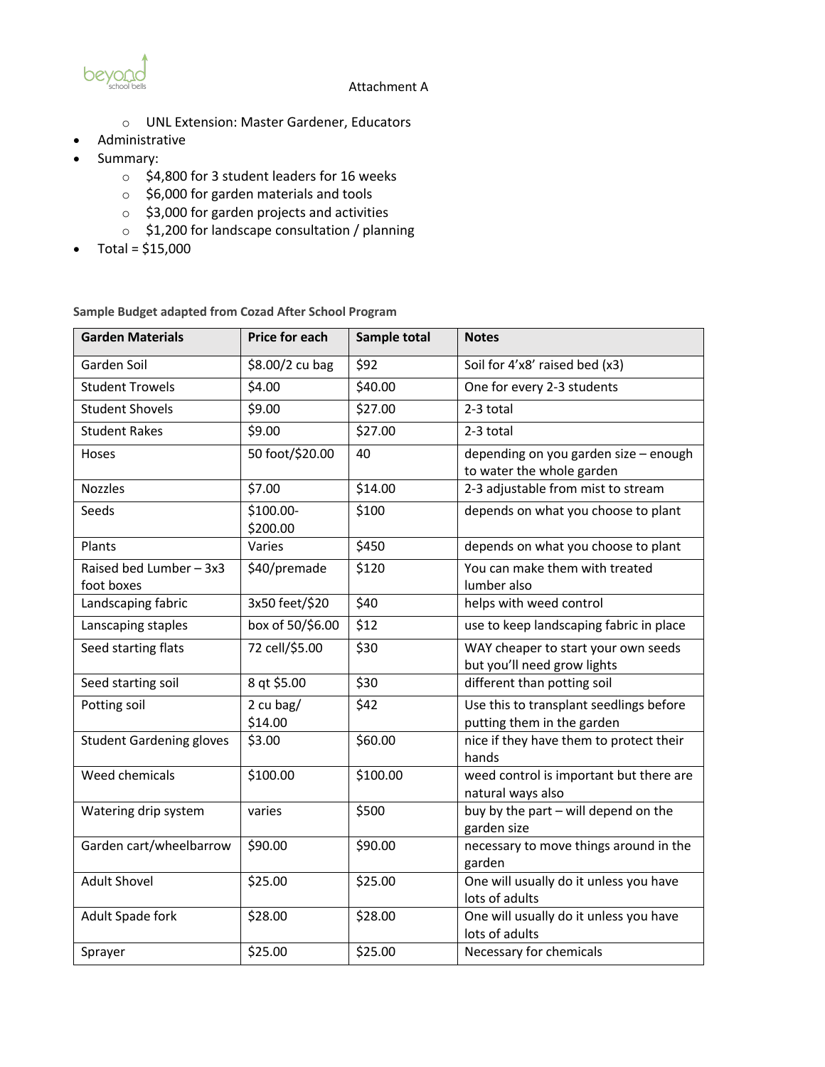Attachment A

- UNL Extension: Master Gardener, Educators
- Administrative
- Summary:
  - $4,800 for 3 student leaders for 16 weeks
  - $6,000 for garden materials and tools
  - $3,000 for garden projects and activities
  - $1,200 for landscape consultation / planning
- Total = $15,000

**Sample Budget adapted from Cozad After School Program**

| Garden Materials | Price for each | Sample total | Notes |
|---|---|---|---|
| Garden Soil | $8.00/2 cu bag | $92 | Soil for 4'x8' raised bed (x3) |
| Student Trowels | $4.00 | $40.00 | One for every 2-3 students |
| Student Shovels | $9.00 | $27.00 | 2-3 total |
| Student Rakes | $9.00 | $27.00 | 2-3 total |
| Hoses | 50 foot/$20.00 | 40 | depending on you garden size – enough to water the whole garden |
| Nozzles | $7.00 | $14.00 | 2-3 adjustable from mist to stream |
| Seeds | $100.00-$200.00 | $100 | depends on what you choose to plant |
| Plants | Varies | $450 | depends on what you choose to plant |
| Raised bed Lumber – 3x3 foot boxes | $40/premade | $120 | You can make them with treated lumber also |
| Landscaping fabric | 3x50 feet/$20 | $40 | helps with weed control |
| Lanscaping staples | box of 50/$6.00 | $12 | use to keep landscaping fabric in place |
| Seed starting flats | 72 cell/$5.00 | $30 | WAY cheaper to start your own seeds but you'll need grow lights |
| Seed starting soil | 8 qt $5.00 | $30 | different than potting soil |
| Potting soil | 2 cu bag/ $14.00 | $42 | Use this to transplant seedlings before putting them in the garden |
| Student Gardening gloves | $3.00 | $60.00 | nice if they have them to protect their hands |
| Weed chemicals | $100.00 | $100.00 | weed control is important but there are natural ways also |
| Watering drip system | varies | $500 | buy by the part – will depend on the garden size |
| Garden cart/wheelbarrow | $90.00 | $90.00 | necessary to move things around in the garden |
| Adult Shovel | $25.00 | $25.00 | One will usually do it unless you have lots of adults |
| Adult Spade fork | $28.00 | $28.00 | One will usually do it unless you have lots of adults |
| Sprayer | $25.00 | $25.00 | Necessary for chemicals |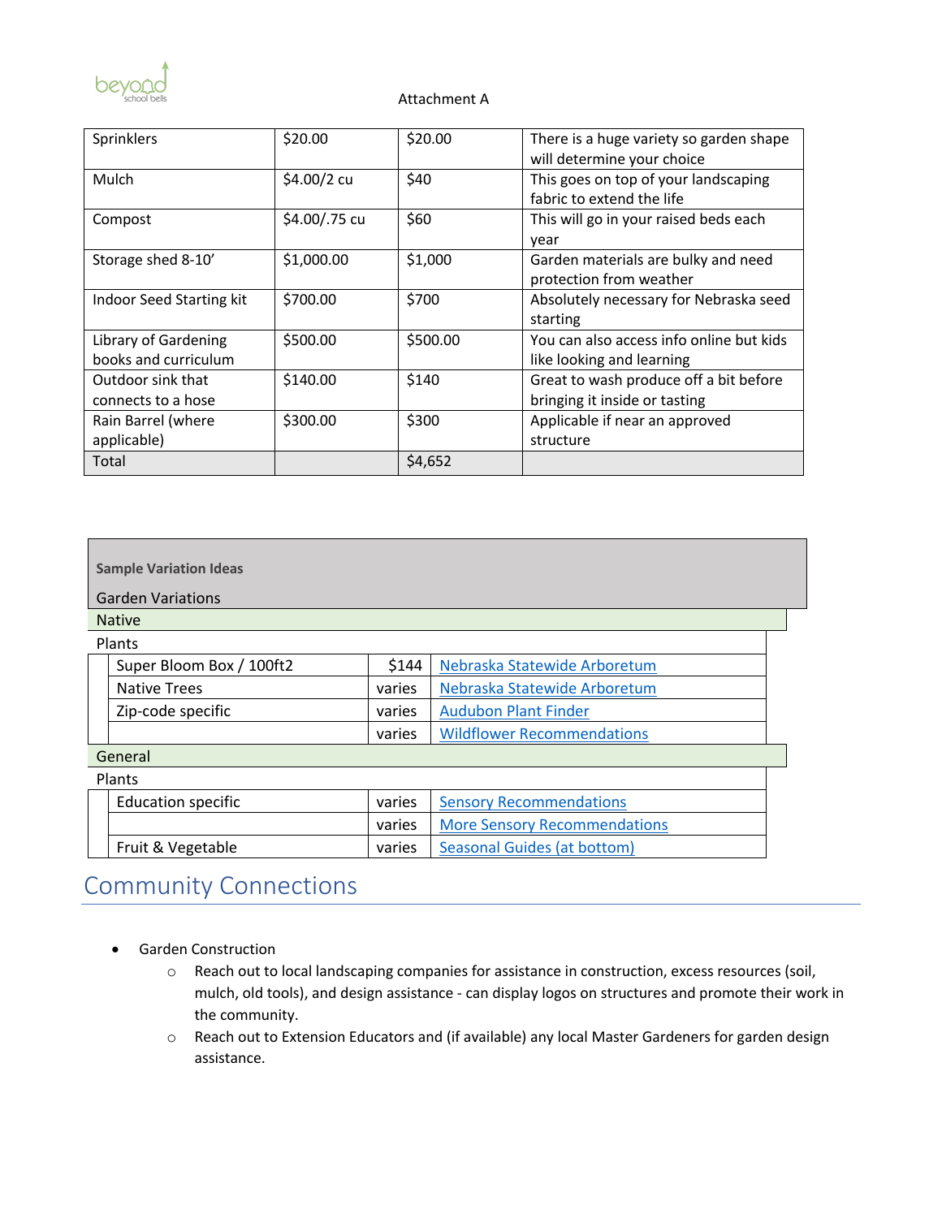Attachment A

| Sprinklers | $20.00 | $20.00 | There is a huge variety so garden shape will determine your choice |
|---|---|---|---|
| Mulch | $4.00/2 cu | $40 | This goes on top of your landscaping fabric to extend the life |
| Compost | $4.00/.75 cu | $60 | This will go in your raised beds each year |
| Storage shed 8-10' | $1,000.00 | $1,000 | Garden materials are bulky and need protection from weather |
| Indoor Seed Starting kit | $700.00 | $700 | Absolutely necessary for Nebraska seed starting |
| Library of Gardening books and curriculum | $500.00 | $500.00 | You can also access info online but kids like looking and learning |
| Outdoor sink that connects to a hose | $140.00 | $140 | Great to wash produce off a bit before bringing it inside or tasting |
| Rain Barrel (where applicable) | $300.00 | $300 | Applicable if near an approved structure |
| Total | | $4,652 | |

| Sample Variation Ideas | | |
|---|---|---|
| **Garden Variations** | | |
| **Native** | | |
| Plants | | |
| Super Bloom Box / 100ft2 | $144 | Nebraska Statewide Arboretum |
| Native Trees | varies | Nebraska Statewide Arboretum |
| Zip-code specific | varies | Audubon Plant Finder |
| | varies | Wildflower Recommendations |
| **General** | | |
| Plants | | |
| Education specific | varies | Sensory Recommendations |
| | varies | More Sensory Recommendations |
| Fruit & Vegetable | varies | Seasonal Guides (at bottom) |

## Community Connections

- Garden Construction
  - Reach out to local landscaping companies for assistance in construction, excess resources (soil, mulch, old tools), and design assistance - can display logos on structures and promote their work in the community.
  - Reach out to Extension Educators and (if available) any local Master Gardeners for garden design assistance.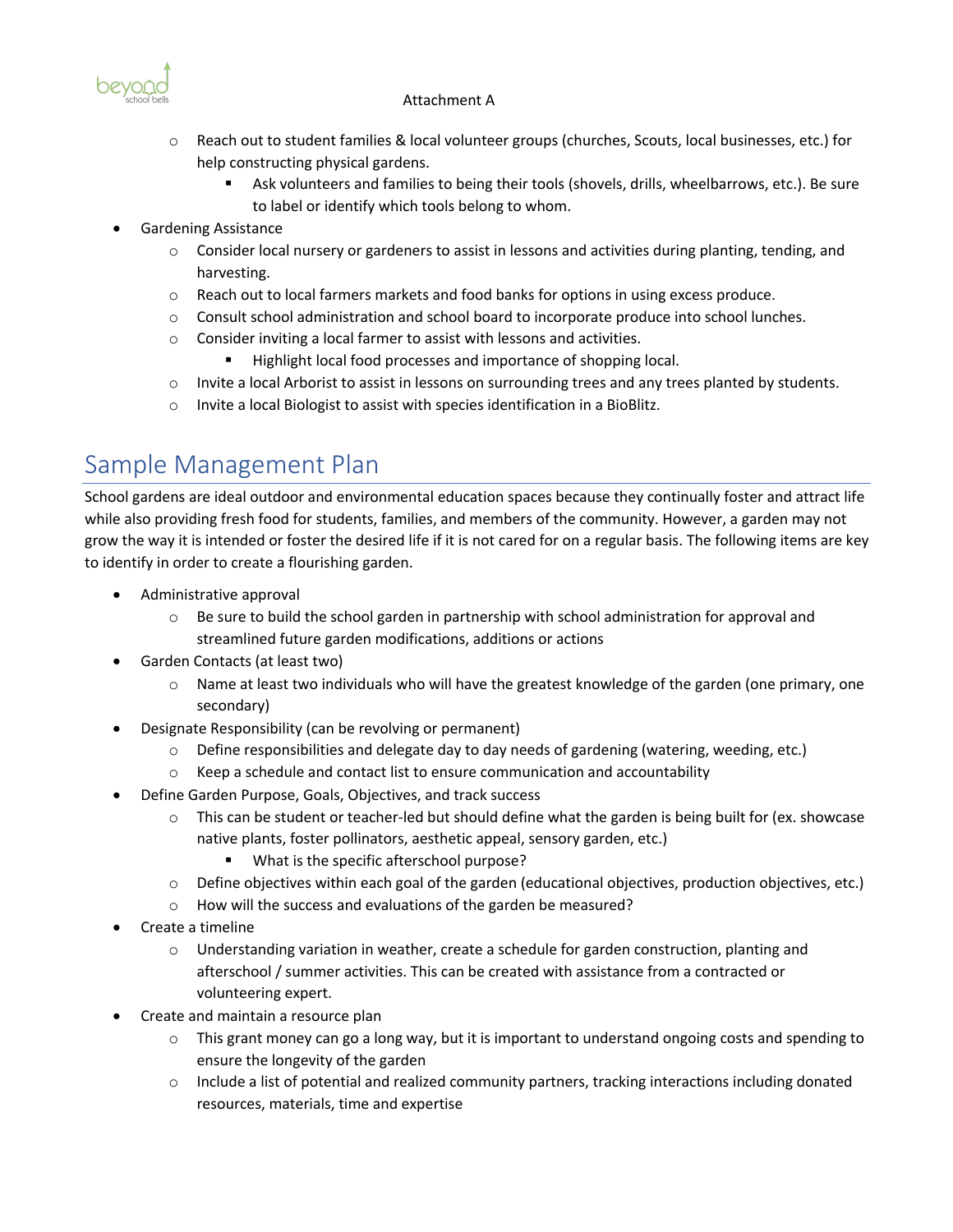- Reach out to student families & local volunteer groups (churches, Scouts, local businesses, etc.) for help constructing physical gardens.
    - Ask volunteers and families to being their tools (shovels, drills, wheelbarrows, etc.). Be sure to label or identify which tools belong to whom.

- Gardening Assistance
    - Consider local nursery or gardeners to assist in lessons and activities during planting, tending, and harvesting.
    - Reach out to local farmers markets and food banks for options in using excess produce.
    - Consult school administration and school board to incorporate produce into school lunches.
    - Consider inviting a local farmer to assist with lessons and activities.
        - Highlight local food processes and importance of shopping local.
    - Invite a local Arborist to assist in lessons on surrounding trees and any trees planted by students.
    - Invite a local Biologist to assist with species identification in a BioBlitz.

# Sample Management Plan

School gardens are ideal outdoor and environmental education spaces because they continually foster and attract life while also providing fresh food for students, families, and members of the community. However, a garden may not grow the way it is intended or foster the desired life if it is not cared for on a regular basis. The following items are key to identify in order to create a flourishing garden.

- Administrative approval
    - Be sure to build the school garden in partnership with school administration for approval and streamlined future garden modifications, additions or actions
- Garden Contacts (at least two)
    - Name at least two individuals who will have the greatest knowledge of the garden (one primary, one secondary)
- Designate Responsibility (can be revolving or permanent)
    - Define responsibilities and delegate day to day needs of gardening (watering, weeding, etc.)
    - Keep a schedule and contact list to ensure communication and accountability
- Define Garden Purpose, Goals, Objectives, and track success
    - This can be student or teacher-led but should define what the garden is being built for (ex. showcase native plants, foster pollinators, aesthetic appeal, sensory garden, etc.)
        - What is the specific afterschool purpose?
    - Define objectives within each goal of the garden (educational objectives, production objectives, etc.)
    - How will the success and evaluations of the garden be measured?
- Create a timeline
    - Understanding variation in weather, create a schedule for garden construction, planting and afterschool / summer activities. This can be created with assistance from a contracted or volunteering expert.
- Create and maintain a resource plan
    - This grant money can go a long way, but it is important to understand ongoing costs and spending to ensure the longevity of the garden
    - Include a list of potential and realized community partners, tracking interactions including donated resources, materials, time and expertise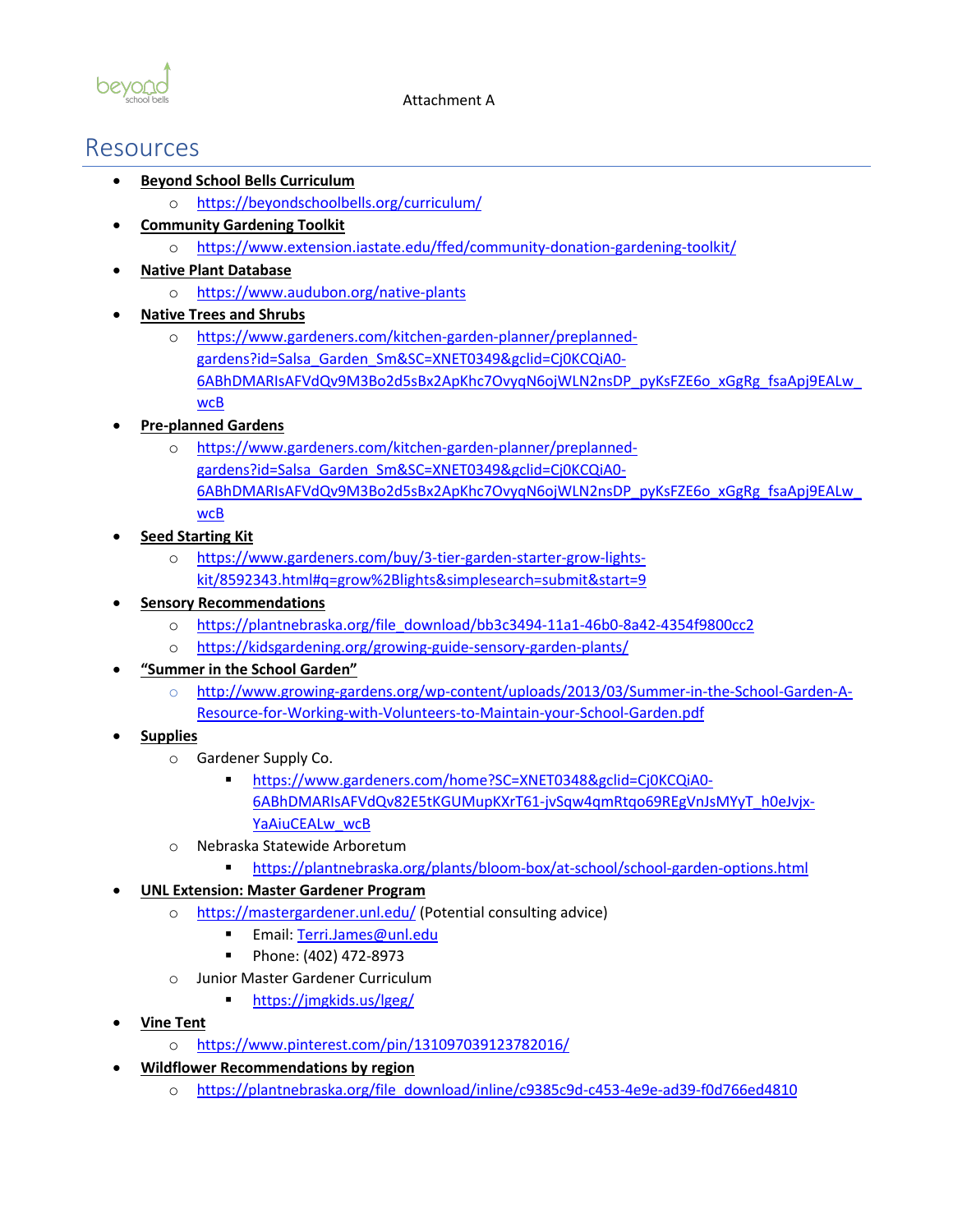Attachment A

# Resources

- **Beyond School Bells Curriculum**
  - https://beyondschoolbells.org/curriculum/
- **Community Gardening Toolkit**
  - https://www.extension.iastate.edu/ffed/community-donation-gardening-toolkit/
- **Native Plant Database**
  - https://www.audubon.org/native-plants
- **Native Trees and Shrubs**
  - https://www.gardeners.com/kitchen-garden-planner/preplanned-gardens?id=Salsa_Garden_Sm&SC=XNET0349&gclid=Cj0KCQiA0-6ABhDMARIsAFVdQv9M3Bo2d5sBx2ApKhc7OvyqN6ojWLN2nsDP_pyKsFZE6o_xGgRg_fsaApj9EALw_wcB
- **Pre-planned Gardens**
  - https://www.gardeners.com/kitchen-garden-planner/preplanned-gardens?id=Salsa_Garden_Sm&SC=XNET0349&gclid=Cj0KCQiA0-6ABhDMARIsAFVdQv9M3Bo2d5sBx2ApKhc7OvyqN6ojWLN2nsDP_pyKsFZE6o_xGgRg_fsaApj9EALw_wcB
- **Seed Starting Kit**
  - https://www.gardeners.com/buy/3-tier-garden-starter-grow-lights-kit/8592343.html#q=grow%2Blights&simplesearch=submit&start=9
- **Sensory Recommendations**
  - https://plantnebraska.org/file_download/bb3c3494-11a1-46b0-8a42-4354f9800cc2
  - https://kidsgardening.org/growing-guide-sensory-garden-plants/
- **"Summer in the School Garden"**
  - http://www.growing-gardens.org/wp-content/uploads/2013/03/Summer-in-the-School-Garden-A-Resource-for-Working-with-Volunteers-to-Maintain-your-School-Garden.pdf
- **Supplies**
  - Gardener Supply Co.
    - https://www.gardeners.com/home?SC=XNET0348&gclid=Cj0KCQiA0-6ABhDMARIsAFVdQv82E5tKGUMupKXrT61-jvSqw4qmRtqo69REgVnJsMYyT_h0eJvjx-YaAiuCEALw_wcB
  - Nebraska Statewide Arboretum
    - https://plantnebraska.org/plants/bloom-box/at-school/school-garden-options.html
- **UNL Extension: Master Gardener Program**
  - https://mastergardener.unl.edu/ (Potential consulting advice)
    - Email: Terri.James@unl.edu
    - Phone: (402) 472-8973
  - Junior Master Gardener Curriculum
    - https://jmgkids.us/lgeg/
- **Vine Tent**
  - https://www.pinterest.com/pin/131097039123782016/
- **Wildflower Recommendations by region**
  - https://plantnebraska.org/file_download/inline/c9385c9d-c453-4e9e-ad39-f0d766ed4810